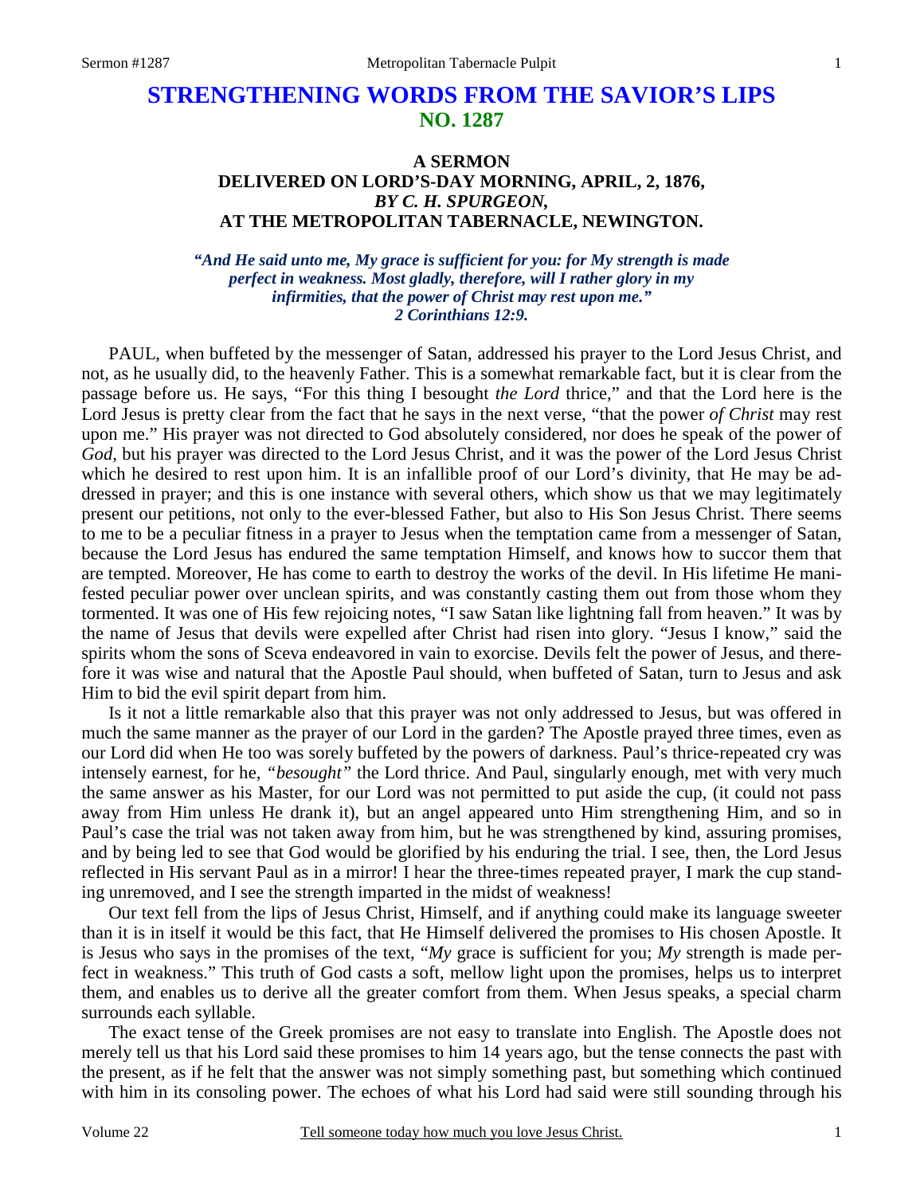# STRENGTHENING WORDS FROM THE SAVIOR'S LIPS
## NO. 1287

### A SERMON
### DELIVERED ON LORD'S-DAY MORNING, APRIL, 2, 1876,
### *BY C. H. SPURGEON,*
### AT THE METROPOLITAN TABERNACLE, NEWINGTON.

***"And He said unto me, My grace is sufficient for you: for My strength is made perfect in weakness. Most gladly, therefore, will I rather glory in my infirmities, that the power of Christ may rest upon me." 2 Corinthians 12:9.***

PAUL, when buffeted by the messenger of Satan, addressed his prayer to the Lord Jesus Christ, and not, as he usually did, to the heavenly Father. This is a somewhat remarkable fact, but it is clear from the passage before us. He says, "For this thing I besought *the Lord* thrice," and that the Lord here is the Lord Jesus is pretty clear from the fact that he says in the next verse, "that the power *of Christ* may rest upon me." His prayer was not directed to God absolutely considered, nor does he speak of the power of *God*, but his prayer was directed to the Lord Jesus Christ, and it was the power of the Lord Jesus Christ which he desired to rest upon him. It is an infallible proof of our Lord's divinity, that He may be addressed in prayer; and this is one instance with several others, which show us that we may legitimately present our petitions, not only to the ever-blessed Father, but also to His Son Jesus Christ. There seems to me to be a peculiar fitness in a prayer to Jesus when the temptation came from a messenger of Satan, because the Lord Jesus has endured the same temptation Himself, and knows how to succor them that are tempted. Moreover, He has come to earth to destroy the works of the devil. In His lifetime He manifested peculiar power over unclean spirits, and was constantly casting them out from those whom they tormented. It was one of His few rejoicing notes, "I saw Satan like lightning fall from heaven." It was by the name of Jesus that devils were expelled after Christ had risen into glory. "Jesus I know," said the spirits whom the sons of Sceva endeavored in vain to exorcise. Devils felt the power of Jesus, and therefore it was wise and natural that the Apostle Paul should, when buffeted of Satan, turn to Jesus and ask Him to bid the evil spirit depart from him.

Is it not a little remarkable also that this prayer was not only addressed to Jesus, but was offered in much the same manner as the prayer of our Lord in the garden? The Apostle prayed three times, even as our Lord did when He too was sorely buffeted by the powers of darkness. Paul's thrice-repeated cry was intensely earnest, for he, *"besought"* the Lord thrice. And Paul, singularly enough, met with very much the same answer as his Master, for our Lord was not permitted to put aside the cup, (it could not pass away from Him unless He drank it), but an angel appeared unto Him strengthening Him, and so in Paul's case the trial was not taken away from him, but he was strengthened by kind, assuring promises, and by being led to see that God would be glorified by his enduring the trial. I see, then, the Lord Jesus reflected in His servant Paul as in a mirror! I hear the three-times repeated prayer, I mark the cup standing unremoved, and I see the strength imparted in the midst of weakness!

Our text fell from the lips of Jesus Christ, Himself, and if anything could make its language sweeter than it is in itself it would be this fact, that He Himself delivered the promises to His chosen Apostle. It is Jesus who says in the promises of the text, "*My* grace is sufficient for you; *My* strength is made perfect in weakness." This truth of God casts a soft, mellow light upon the promises, helps us to interpret them, and enables us to derive all the greater comfort from them. When Jesus speaks, a special charm surrounds each syllable.

The exact tense of the Greek promises are not easy to translate into English. The Apostle does not merely tell us that his Lord said these promises to him 14 years ago, but the tense connects the past with the present, as if he felt that the answer was not simply something past, but something which continued with him in its consoling power. The echoes of what his Lord had said were still sounding through his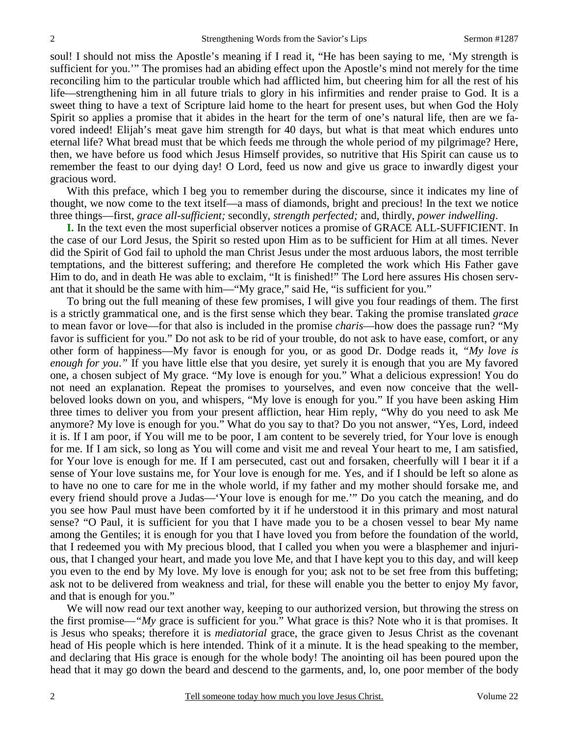soul! I should not miss the Apostle's meaning if I read it, "He has been saying to me, 'My strength is sufficient for you.'" The promises had an abiding effect upon the Apostle's mind not merely for the time reconciling him to the particular trouble which had afflicted him, but cheering him for all the rest of his life—strengthening him in all future trials to glory in his infirmities and render praise to God. It is a sweet thing to have a text of Scripture laid home to the heart for present uses, but when God the Holy Spirit so applies a promise that it abides in the heart for the term of one's natural life, then are we favored indeed! Elijah's meat gave him strength for 40 days, but what is that meat which endures unto eternal life? What bread must that be which feeds me through the whole period of my pilgrimage? Here, then, we have before us food which Jesus Himself provides, so nutritive that His Spirit can cause us to remember the feast to our dying day! O Lord, feed us now and give us grace to inwardly digest your gracious word.

With this preface, which I beg you to remember during the discourse, since it indicates my line of thought, we now come to the text itself—a mass of diamonds, bright and precious! In the text we notice three things—first, *grace all-sufficient;* secondly, *strength perfected;* and, thirdly, *power indwelling*.

**I.** In the text even the most superficial observer notices a promise of GRACE ALL-SUFFICIENT. In the case of our Lord Jesus, the Spirit so rested upon Him as to be sufficient for Him at all times. Never did the Spirit of God fail to uphold the man Christ Jesus under the most arduous labors, the most terrible temptations, and the bitterest suffering; and therefore He completed the work which His Father gave Him to do, and in death He was able to exclaim, "It is finished!" The Lord here assures His chosen servant that it should be the same with him—"My grace," said He, "is sufficient for you."

To bring out the full meaning of these few promises, I will give you four readings of them. The first is a strictly grammatical one, and is the first sense which they bear. Taking the promise translated *grace* to mean favor or love—for that also is included in the promise *charis*—how does the passage run? "My favor is sufficient for you." Do not ask to be rid of your trouble, do not ask to have ease, comfort, or any other form of happiness—My favor is enough for you, or as good Dr. Dodge reads it, *"My love is enough for you."* If you have little else that you desire, yet surely it is enough that you are My favored one, a chosen subject of My grace. "My love is enough for you." What a delicious expression! You do not need an explanation. Repeat the promises to yourselves, and even now conceive that the well-beloved looks down on you, and whispers, "My love is enough for you." If you have been asking Him three times to deliver you from your present affliction, hear Him reply, "Why do you need to ask Me anymore? My love is enough for you." What do you say to that? Do you not answer, "Yes, Lord, indeed it is. If I am poor, if You will me to be poor, I am content to be severely tried, for Your love is enough for me. If I am sick, so long as You will come and visit me and reveal Your heart to me, I am satisfied, for Your love is enough for me. If I am persecuted, cast out and forsaken, cheerfully will I bear it if a sense of Your love sustains me, for Your love is enough for me. Yes, and if I should be left so alone as to have no one to care for me in the whole world, if my father and my mother should forsake me, and every friend should prove a Judas—'Your love is enough for me.'" Do you catch the meaning, and do you see how Paul must have been comforted by it if he understood it in this primary and most natural sense? "O Paul, it is sufficient for you that I have made you to be a chosen vessel to bear My name among the Gentiles; it is enough for you that I have loved you from before the foundation of the world, that I redeemed you with My precious blood, that I called you when you were a blasphemer and injurious, that I changed your heart, and made you love Me, and that I have kept you to this day, and will keep you even to the end by My love. My love is enough for you; ask not to be set free from this buffeting; ask not to be delivered from weakness and trial, for these will enable you the better to enjoy My favor, and that is enough for you."

We will now read our text another way, keeping to our authorized version, but throwing the stress on the first promise—*"My* grace is sufficient for you." What grace is this? Note who it is that promises. It is Jesus who speaks; therefore it is *mediatorial* grace, the grace given to Jesus Christ as the covenant head of His people which is here intended. Think of it a minute. It is the head speaking to the member, and declaring that His grace is enough for the whole body! The anointing oil has been poured upon the head that it may go down the beard and descend to the garments, and, lo, one poor member of the body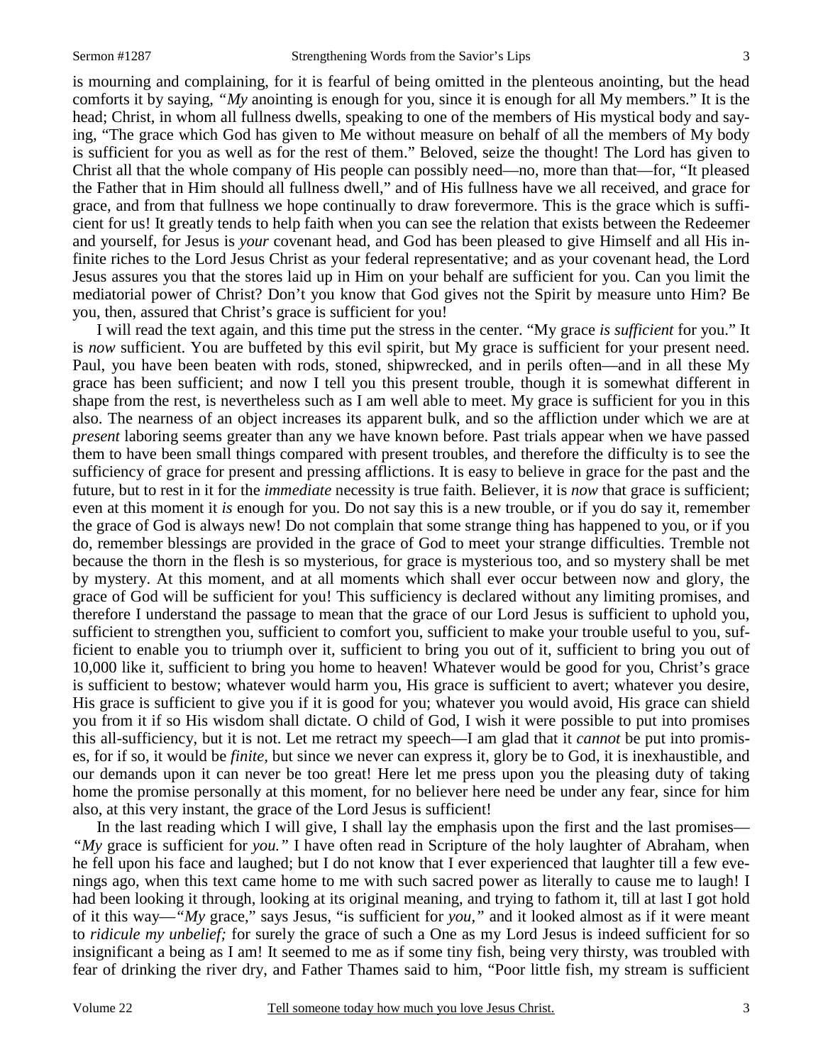is mourning and complaining, for it is fearful of being omitted in the plenteous anointing, but the head comforts it by saying, *"My* anointing is enough for you, since it is enough for all My members." It is the head; Christ, in whom all fullness dwells, speaking to one of the members of His mystical body and saying, "The grace which God has given to Me without measure on behalf of all the members of My body is sufficient for you as well as for the rest of them." Beloved, seize the thought! The Lord has given to Christ all that the whole company of His people can possibly need—no, more than that—for, "It pleased the Father that in Him should all fullness dwell," and of His fullness have we all received, and grace for grace, and from that fullness we hope continually to draw forevermore. This is the grace which is sufficient for us! It greatly tends to help faith when you can see the relation that exists between the Redeemer and yourself, for Jesus is *your* covenant head, and God has been pleased to give Himself and all His infinite riches to the Lord Jesus Christ as your federal representative; and as your covenant head, the Lord Jesus assures you that the stores laid up in Him on your behalf are sufficient for you. Can you limit the mediatorial power of Christ? Don't you know that God gives not the Spirit by measure unto Him? Be you, then, assured that Christ's grace is sufficient for you!

I will read the text again, and this time put the stress in the center. "My grace *is sufficient* for you." It is *now* sufficient. You are buffeted by this evil spirit, but My grace is sufficient for your present need. Paul, you have been beaten with rods, stoned, shipwrecked, and in perils often—and in all these My grace has been sufficient; and now I tell you this present trouble, though it is somewhat different in shape from the rest, is nevertheless such as I am well able to meet. My grace is sufficient for you in this also. The nearness of an object increases its apparent bulk, and so the affliction under which we are at *present* laboring seems greater than any we have known before. Past trials appear when we have passed them to have been small things compared with present troubles, and therefore the difficulty is to see the sufficiency of grace for present and pressing afflictions. It is easy to believe in grace for the past and the future, but to rest in it for the *immediate* necessity is true faith. Believer, it is *now* that grace is sufficient; even at this moment it *is* enough for you. Do not say this is a new trouble, or if you do say it, remember the grace of God is always new! Do not complain that some strange thing has happened to you, or if you do, remember blessings are provided in the grace of God to meet your strange difficulties. Tremble not because the thorn in the flesh is so mysterious, for grace is mysterious too, and so mystery shall be met by mystery. At this moment, and at all moments which shall ever occur between now and glory, the grace of God will be sufficient for you! This sufficiency is declared without any limiting promises, and therefore I understand the passage to mean that the grace of our Lord Jesus is sufficient to uphold you, sufficient to strengthen you, sufficient to comfort you, sufficient to make your trouble useful to you, sufficient to enable you to triumph over it, sufficient to bring you out of it, sufficient to bring you out of 10,000 like it, sufficient to bring you home to heaven! Whatever would be good for you, Christ's grace is sufficient to bestow; whatever would harm you, His grace is sufficient to avert; whatever you desire, His grace is sufficient to give you if it is good for you; whatever you would avoid, His grace can shield you from it if so His wisdom shall dictate. O child of God, I wish it were possible to put into promises this all-sufficiency, but it is not. Let me retract my speech—I am glad that it *cannot* be put into promises, for if so, it would be *finite,* but since we never can express it, glory be to God, it is inexhaustible, and our demands upon it can never be too great! Here let me press upon you the pleasing duty of taking home the promise personally at this moment, for no believer here need be under any fear, since for him also, at this very instant, the grace of the Lord Jesus is sufficient!

In the last reading which I will give, I shall lay the emphasis upon the first and the last promises—*"My* grace is sufficient for *you."* I have often read in Scripture of the holy laughter of Abraham, when he fell upon his face and laughed; but I do not know that I ever experienced that laughter till a few evenings ago, when this text came home to me with such sacred power as literally to cause me to laugh! I had been looking it through, looking at its original meaning, and trying to fathom it, till at last I got hold of it this way—*"My* grace," says Jesus, "is sufficient for *you,"* and it looked almost as if it were meant to *ridicule my unbelief;* for surely the grace of such a One as my Lord Jesus is indeed sufficient for so insignificant a being as I am! It seemed to me as if some tiny fish, being very thirsty, was troubled with fear of drinking the river dry, and Father Thames said to him, "Poor little fish, my stream is sufficient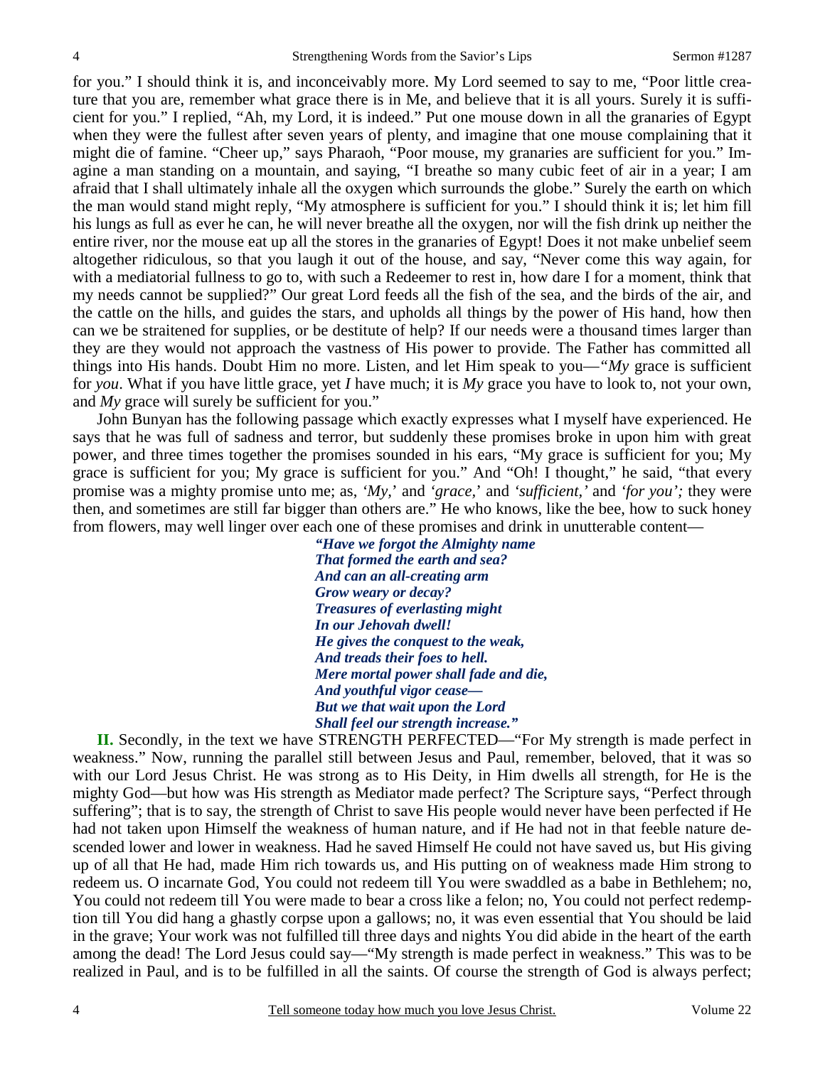for you." I should think it is, and inconceivably more. My Lord seemed to say to me, "Poor little creature that you are, remember what grace there is in Me, and believe that it is all yours. Surely it is sufficient for you." I replied, "Ah, my Lord, it is indeed." Put one mouse down in all the granaries of Egypt when they were the fullest after seven years of plenty, and imagine that one mouse complaining that it might die of famine. "Cheer up," says Pharaoh, "Poor mouse, my granaries are sufficient for you." Imagine a man standing on a mountain, and saying, "I breathe so many cubic feet of air in a year; I am afraid that I shall ultimately inhale all the oxygen which surrounds the globe." Surely the earth on which the man would stand might reply, "My atmosphere is sufficient for you." I should think it is; let him fill his lungs as full as ever he can, he will never breathe all the oxygen, nor will the fish drink up neither the entire river, nor the mouse eat up all the stores in the granaries of Egypt! Does it not make unbelief seem altogether ridiculous, so that you laugh it out of the house, and say, "Never come this way again, for with a mediatorial fullness to go to, with such a Redeemer to rest in, how dare I for a moment, think that my needs cannot be supplied?" Our great Lord feeds all the fish of the sea, and the birds of the air, and the cattle on the hills, and guides the stars, and upholds all things by the power of His hand, how then can we be straitened for supplies, or be destitute of help? If our needs were a thousand times larger than they are they would not approach the vastness of His power to provide. The Father has committed all things into His hands. Doubt Him no more. Listen, and let Him speak to you—"*My* grace is sufficient for *you*. What if you have little grace, yet *I* have much; it is *My* grace you have to look to, not your own, and *My* grace will surely be sufficient for you."

John Bunyan has the following passage which exactly expresses what I myself have experienced. He says that he was full of sadness and terror, but suddenly these promises broke in upon him with great power, and three times together the promises sounded in his ears, "My grace is sufficient for you; My grace is sufficient for you; My grace is sufficient for you." And "Oh! I thought," he said, "that every promise was a mighty promise unto me; as, *'My,'* and *'grace,'* and *'sufficient,'* and *'for you';* they were then, and sometimes are still far bigger than others are." He who knows, like the bee, how to suck honey from flowers, may well linger over each one of these promises and drink in unutterable content—

> ***"Have we forgot the Almighty name***
> ***That formed the earth and sea?***
> ***And can an all-creating arm***
> ***Grow weary or decay?***
> ***Treasures of everlasting might***
> ***In our Jehovah dwell!***
> ***He gives the conquest to the weak,***
> ***And treads their foes to hell.***
> ***Mere mortal power shall fade and die,***
> ***And youthful vigor cease—***
> ***But we that wait upon the Lord***
> ***Shall feel our strength increase."***

**II.** Secondly, in the text we have STRENGTH PERFECTED—"For My strength is made perfect in weakness." Now, running the parallel still between Jesus and Paul, remember, beloved, that it was so with our Lord Jesus Christ. He was strong as to His Deity, in Him dwells all strength, for He is the mighty God—but how was His strength as Mediator made perfect? The Scripture says, "Perfect through suffering"; that is to say, the strength of Christ to save His people would never have been perfected if He had not taken upon Himself the weakness of human nature, and if He had not in that feeble nature descended lower and lower in weakness. Had he saved Himself He could not have saved us, but His giving up of all that He had, made Him rich towards us, and His putting on of weakness made Him strong to redeem us. O incarnate God, You could not redeem till You were swaddled as a babe in Bethlehem; no, You could not redeem till You were made to bear a cross like a felon; no, You could not perfect redemption till You did hang a ghastly corpse upon a gallows; no, it was even essential that You should be laid in the grave; Your work was not fulfilled till three days and nights You did abide in the heart of the earth among the dead! The Lord Jesus could say—"My strength is made perfect in weakness." This was to be realized in Paul, and is to be fulfilled in all the saints. Of course the strength of God is always perfect;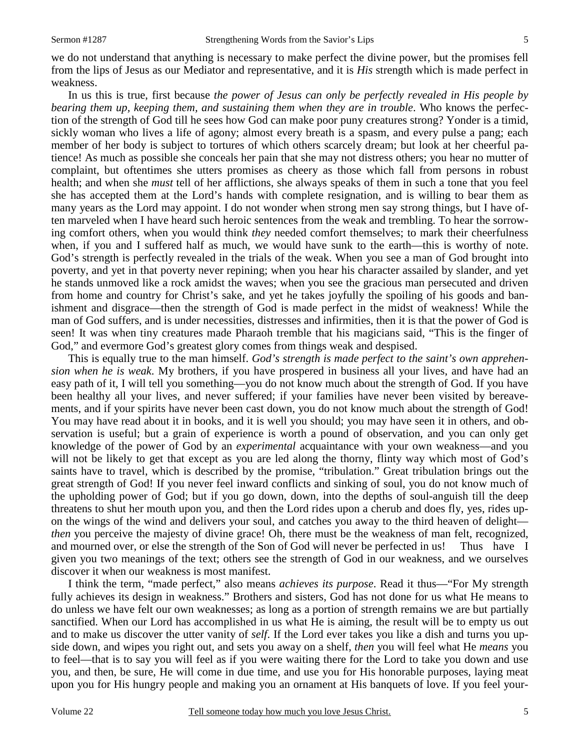we do not understand that anything is necessary to make perfect the divine power, but the promises fell from the lips of Jesus as our Mediator and representative, and it is *His* strength which is made perfect in weakness.

In us this is true, first because *the power of Jesus can only be perfectly revealed in His people by bearing them up, keeping them, and sustaining them when they are in trouble*. Who knows the perfection of the strength of God till he sees how God can make poor puny creatures strong? Yonder is a timid, sickly woman who lives a life of agony; almost every breath is a spasm, and every pulse a pang; each member of her body is subject to tortures of which others scarcely dream; but look at her cheerful patience! As much as possible she conceals her pain that she may not distress others; you hear no mutter of complaint, but oftentimes she utters promises as cheery as those which fall from persons in robust health; and when she *must* tell of her afflictions, she always speaks of them in such a tone that you feel she has accepted them at the Lord's hands with complete resignation, and is willing to bear them as many years as the Lord may appoint. I do not wonder when strong men say strong things, but I have often marveled when I have heard such heroic sentences from the weak and trembling. To hear the sorrowing comfort others, when you would think *they* needed comfort themselves; to mark their cheerfulness when, if you and I suffered half as much, we would have sunk to the earth—this is worthy of note. God's strength is perfectly revealed in the trials of the weak. When you see a man of God brought into poverty, and yet in that poverty never repining; when you hear his character assailed by slander, and yet he stands unmoved like a rock amidst the waves; when you see the gracious man persecuted and driven from home and country for Christ's sake, and yet he takes joyfully the spoiling of his goods and banishment and disgrace—then the strength of God is made perfect in the midst of weakness! While the man of God suffers, and is under necessities, distresses and infirmities, then it is that the power of God is seen! It was when tiny creatures made Pharaoh tremble that his magicians said, "This is the finger of God," and evermore God's greatest glory comes from things weak and despised.

This is equally true to the man himself. *God's strength is made perfect to the saint's own apprehension when he is weak*. My brothers, if you have prospered in business all your lives, and have had an easy path of it, I will tell you something—you do not know much about the strength of God. If you have been healthy all your lives, and never suffered; if your families have never been visited by bereavements, and if your spirits have never been cast down, you do not know much about the strength of God! You may have read about it in books, and it is well you should; you may have seen it in others, and observation is useful; but a grain of experience is worth a pound of observation, and you can only get knowledge of the power of God by an *experimental* acquaintance with your own weakness—and you will not be likely to get that except as you are led along the thorny, flinty way which most of God's saints have to travel, which is described by the promise, "tribulation." Great tribulation brings out the great strength of God! If you never feel inward conflicts and sinking of soul, you do not know much of the upholding power of God; but if you go down, down, into the depths of soul-anguish till the deep threatens to shut her mouth upon you, and then the Lord rides upon a cherub and does fly, yes, rides upon the wings of the wind and delivers your soul, and catches you away to the third heaven of delight—*then* you perceive the majesty of divine grace! Oh, there must be the weakness of man felt, recognized, and mourned over, or else the strength of the Son of God will never be perfected in us! Thus have I given you two meanings of the text; others see the strength of God in our weakness, and we ourselves discover it when our weakness is most manifest.

I think the term, "made perfect," also means *achieves its purpose*. Read it thus—"For My strength fully achieves its design in weakness." Brothers and sisters, God has not done for us what He means to do unless we have felt our own weaknesses; as long as a portion of strength remains we are but partially sanctified. When our Lord has accomplished in us what He is aiming, the result will be to empty us out and to make us discover the utter vanity of *self*. If the Lord ever takes you like a dish and turns you upside down, and wipes you right out, and sets you away on a shelf, *then* you will feel what He *means* you to feel—that is to say you will feel as if you were waiting there for the Lord to take you down and use you, and then, be sure, He will come in due time, and use you for His honorable purposes, laying meat upon you for His hungry people and making you an ornament at His banquets of love. If you feel your-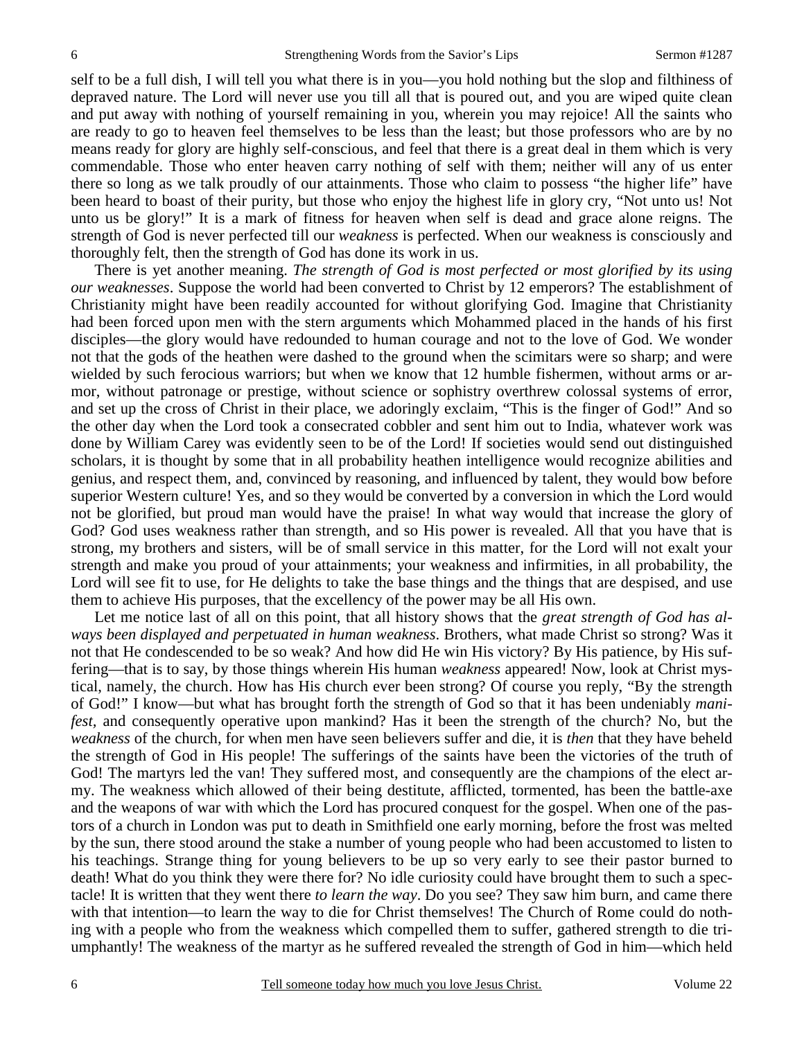self to be a full dish, I will tell you what there is in you—you hold nothing but the slop and filthiness of depraved nature. The Lord will never use you till all that is poured out, and you are wiped quite clean and put away with nothing of yourself remaining in you, wherein you may rejoice! All the saints who are ready to go to heaven feel themselves to be less than the least; but those professors who are by no means ready for glory are highly self-conscious, and feel that there is a great deal in them which is very commendable. Those who enter heaven carry nothing of self with them; neither will any of us enter there so long as we talk proudly of our attainments. Those who claim to possess "the higher life" have been heard to boast of their purity, but those who enjoy the highest life in glory cry, "Not unto us! Not unto us be glory!" It is a mark of fitness for heaven when self is dead and grace alone reigns. The strength of God is never perfected till our *weakness* is perfected. When our weakness is consciously and thoroughly felt, then the strength of God has done its work in us.

There is yet another meaning. *The strength of God is most perfected or most glorified by its using our weaknesses*. Suppose the world had been converted to Christ by 12 emperors? The establishment of Christianity might have been readily accounted for without glorifying God. Imagine that Christianity had been forced upon men with the stern arguments which Mohammed placed in the hands of his first disciples—the glory would have redounded to human courage and not to the love of God. We wonder not that the gods of the heathen were dashed to the ground when the scimitars were so sharp; and were wielded by such ferocious warriors; but when we know that 12 humble fishermen, without arms or armor, without patronage or prestige, without science or sophistry overthrew colossal systems of error, and set up the cross of Christ in their place, we adoringly exclaim, "This is the finger of God!" And so the other day when the Lord took a consecrated cobbler and sent him out to India, whatever work was done by William Carey was evidently seen to be of the Lord! If societies would send out distinguished scholars, it is thought by some that in all probability heathen intelligence would recognize abilities and genius, and respect them, and, convinced by reasoning, and influenced by talent, they would bow before superior Western culture! Yes, and so they would be converted by a conversion in which the Lord would not be glorified, but proud man would have the praise! In what way would that increase the glory of God? God uses weakness rather than strength, and so His power is revealed. All that you have that is strong, my brothers and sisters, will be of small service in this matter, for the Lord will not exalt your strength and make you proud of your attainments; your weakness and infirmities, in all probability, the Lord will see fit to use, for He delights to take the base things and the things that are despised, and use them to achieve His purposes, that the excellency of the power may be all His own.

Let me notice last of all on this point, that all history shows that the *great strength of God has always been displayed and perpetuated in human weakness*. Brothers, what made Christ so strong? Was it not that He condescended to be so weak? And how did He win His victory? By His patience, by His suffering—that is to say, by those things wherein His human *weakness* appeared! Now, look at Christ mystical, namely, the church. How has His church ever been strong? Of course you reply, "By the strength of God!" I know—but what has brought forth the strength of God so that it has been undeniably *manifest*, and consequently operative upon mankind? Has it been the strength of the church? No, but the *weakness* of the church, for when men have seen believers suffer and die, it is *then* that they have beheld the strength of God in His people! The sufferings of the saints have been the victories of the truth of God! The martyrs led the van! They suffered most, and consequently are the champions of the elect army. The weakness which allowed of their being destitute, afflicted, tormented, has been the battle-axe and the weapons of war with which the Lord has procured conquest for the gospel. When one of the pastors of a church in London was put to death in Smithfield one early morning, before the frost was melted by the sun, there stood around the stake a number of young people who had been accustomed to listen to his teachings. Strange thing for young believers to be up so very early to see their pastor burned to death! What do you think they were there for? No idle curiosity could have brought them to such a spectacle! It is written that they went there *to learn the way*. Do you see? They saw him burn, and came there with that intention—to learn the way to die for Christ themselves! The Church of Rome could do nothing with a people who from the weakness which compelled them to suffer, gathered strength to die triumphantly! The weakness of the martyr as he suffered revealed the strength of God in him—which held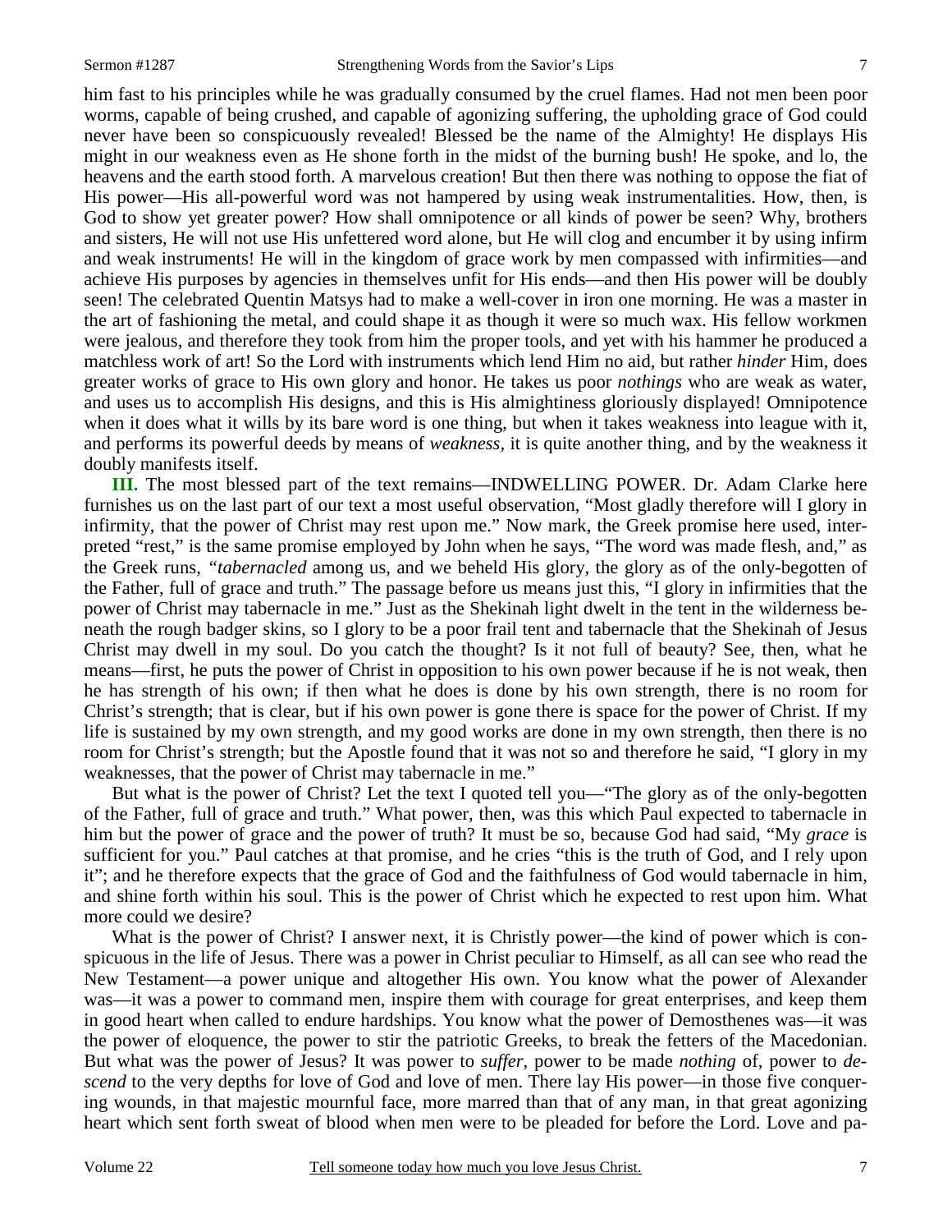him fast to his principles while he was gradually consumed by the cruel flames. Had not men been poor worms, capable of being crushed, and capable of agonizing suffering, the upholding grace of God could never have been so conspicuously revealed! Blessed be the name of the Almighty! He displays His might in our weakness even as He shone forth in the midst of the burning bush! He spoke, and lo, the heavens and the earth stood forth. A marvelous creation! But then there was nothing to oppose the fiat of His power—His all-powerful word was not hampered by using weak instrumentalities. How, then, is God to show yet greater power? How shall omnipotence or all kinds of power be seen? Why, brothers and sisters, He will not use His unfettered word alone, but He will clog and encumber it by using infirm and weak instruments! He will in the kingdom of grace work by men compassed with infirmities—and achieve His purposes by agencies in themselves unfit for His ends—and then His power will be doubly seen! The celebrated Quentin Matsys had to make a well-cover in iron one morning. He was a master in the art of fashioning the metal, and could shape it as though it were so much wax. His fellow workmen were jealous, and therefore they took from him the proper tools, and yet with his hammer he produced a matchless work of art! So the Lord with instruments which lend Him no aid, but rather *hinder* Him, does greater works of grace to His own glory and honor. He takes us poor *nothings* who are weak as water, and uses us to accomplish His designs, and this is His almightiness gloriously displayed! Omnipotence when it does what it wills by its bare word is one thing, but when it takes weakness into league with it, and performs its powerful deeds by means of *weakness,* it is quite another thing, and by the weakness it doubly manifests itself.

**III.** The most blessed part of the text remains—INDWELLING POWER. Dr. Adam Clarke here furnishes us on the last part of our text a most useful observation, "Most gladly therefore will I glory in infirmity, that the power of Christ may rest upon me." Now mark, the Greek promise here used, interpreted "rest," is the same promise employed by John when he says, "The word was made flesh, and," as the Greek runs, *"tabernacled* among us, and we beheld His glory, the glory as of the only-begotten of the Father, full of grace and truth." The passage before us means just this, "I glory in infirmities that the power of Christ may tabernacle in me." Just as the Shekinah light dwelt in the tent in the wilderness beneath the rough badger skins, so I glory to be a poor frail tent and tabernacle that the Shekinah of Jesus Christ may dwell in my soul. Do you catch the thought? Is it not full of beauty? See, then, what he means—first, he puts the power of Christ in opposition to his own power because if he is not weak, then he has strength of his own; if then what he does is done by his own strength, there is no room for Christ's strength; that is clear, but if his own power is gone there is space for the power of Christ. If my life is sustained by my own strength, and my good works are done in my own strength, then there is no room for Christ's strength; but the Apostle found that it was not so and therefore he said, "I glory in my weaknesses, that the power of Christ may tabernacle in me."

But what is the power of Christ? Let the text I quoted tell you—"The glory as of the only-begotten of the Father, full of grace and truth." What power, then, was this which Paul expected to tabernacle in him but the power of grace and the power of truth? It must be so, because God had said, "My *grace* is sufficient for you." Paul catches at that promise, and he cries "this is the truth of God, and I rely upon it"; and he therefore expects that the grace of God and the faithfulness of God would tabernacle in him, and shine forth within his soul. This is the power of Christ which he expected to rest upon him. What more could we desire?

What is the power of Christ? I answer next, it is Christly power—the kind of power which is conspicuous in the life of Jesus. There was a power in Christ peculiar to Himself, as all can see who read the New Testament—a power unique and altogether His own. You know what the power of Alexander was—it was a power to command men, inspire them with courage for great enterprises, and keep them in good heart when called to endure hardships. You know what the power of Demosthenes was—it was the power of eloquence, the power to stir the patriotic Greeks, to break the fetters of the Macedonian. But what was the power of Jesus? It was power to *suffer,* power to be made *nothing* of, power to *descend* to the very depths for love of God and love of men. There lay His power—in those five conquering wounds, in that majestic mournful face, more marred than that of any man, in that great agonizing heart which sent forth sweat of blood when men were to be pleaded for before the Lord. Love and pa-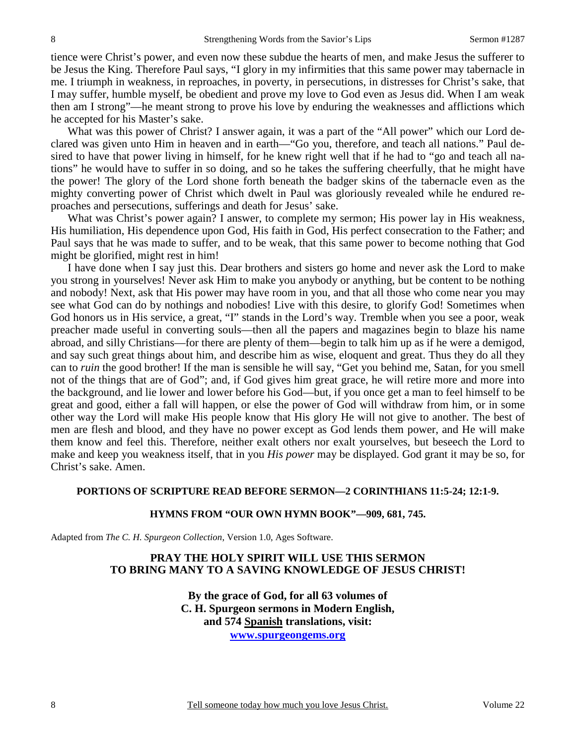tience were Christ's power, and even now these subdue the hearts of men, and make Jesus the sufferer to be Jesus the King. Therefore Paul says, "I glory in my infirmities that this same power may tabernacle in me. I triumph in weakness, in reproaches, in poverty, in persecutions, in distresses for Christ's sake, that I may suffer, humble myself, be obedient and prove my love to God even as Jesus did. When I am weak then am I strong"—he meant strong to prove his love by enduring the weaknesses and afflictions which he accepted for his Master's sake.

What was this power of Christ? I answer again, it was a part of the "All power" which our Lord declared was given unto Him in heaven and in earth—"Go you, therefore, and teach all nations." Paul desired to have that power living in himself, for he knew right well that if he had to "go and teach all nations" he would have to suffer in so doing, and so he takes the suffering cheerfully, that he might have the power! The glory of the Lord shone forth beneath the badger skins of the tabernacle even as the mighty converting power of Christ which dwelt in Paul was gloriously revealed while he endured reproaches and persecutions, sufferings and death for Jesus' sake.

What was Christ's power again? I answer, to complete my sermon; His power lay in His weakness, His humiliation, His dependence upon God, His faith in God, His perfect consecration to the Father; and Paul says that he was made to suffer, and to be weak, that this same power to become nothing that God might be glorified, might rest in him!

I have done when I say just this. Dear brothers and sisters go home and never ask the Lord to make you strong in yourselves! Never ask Him to make you anybody or anything, but be content to be nothing and nobody! Next, ask that His power may have room in you, and that all those who come near you may see what God can do by nothings and nobodies! Live with this desire, to glorify God! Sometimes when God honors us in His service, a great, "I" stands in the Lord's way. Tremble when you see a poor, weak preacher made useful in converting souls—then all the papers and magazines begin to blaze his name abroad, and silly Christians—for there are plenty of them—begin to talk him up as if he were a demigod, and say such great things about him, and describe him as wise, eloquent and great. Thus they do all they can to *ruin* the good brother! If the man is sensible he will say, "Get you behind me, Satan, for you smell not of the things that are of God"; and, if God gives him great grace, he will retire more and more into the background, and lie lower and lower before his God—but, if you once get a man to feel himself to be great and good, either a fall will happen, or else the power of God will withdraw from him, or in some other way the Lord will make His people know that His glory He will not give to another. The best of men are flesh and blood, and they have no power except as God lends them power, and He will make them know and feel this. Therefore, neither exalt others nor exalt yourselves, but beseech the Lord to make and keep you weakness itself, that in you *His power* may be displayed. God grant it may be so, for Christ's sake. Amen.

**PORTIONS OF SCRIPTURE READ BEFORE SERMON—2 CORINTHIANS 11:5-24; 12:1-9.**

**HYMNS FROM "OUR OWN HYMN BOOK"—909, 681, 745.**

Adapted from *The C. H. Spurgeon Collection*, Version 1.0, Ages Software.

**PRAY THE HOLY SPIRIT WILL USE THIS SERMON TO BRING MANY TO A SAVING KNOWLEDGE OF JESUS CHRIST!**

**By the grace of God, for all 63 volumes of C. H. Spurgeon sermons in Modern English, and 574 Spanish translations, visit: www.spurgeongems.org**

Tell someone today how much you love Jesus Christ.